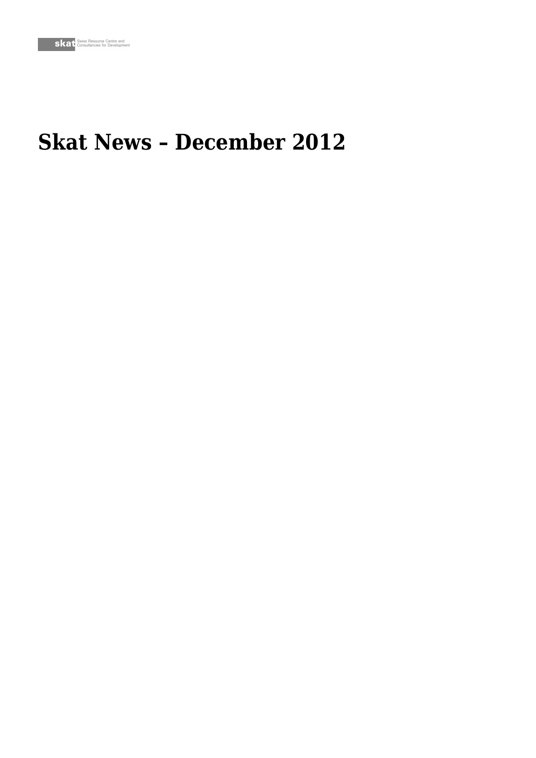skat Swiss Resource Centre and Consultancies for Development

# Skat News – December 2012